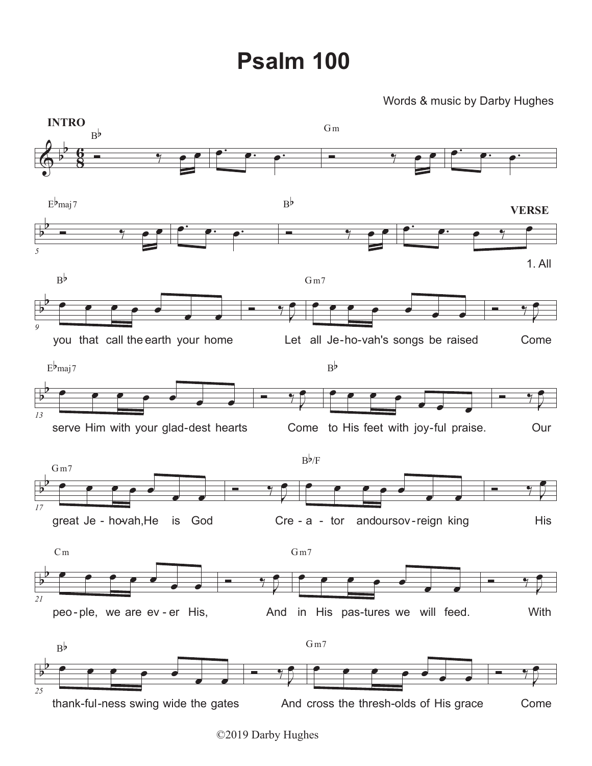# Psalm 100

Words & music by Darby Hughes

**INTRO**

B♭ | Gm | E♭maj7 | B♭

**VERSE**

1. All

B♭
you that call the earth your home

Gm7
Let all Je-ho-vah's songs be raised

Come

E♭maj7
serve Him with your glad-dest hearts

B♭
Come to His feet with joy-ful praise.

Our

Gm7
great Je - ho-vah, He is God

B♭/F
Cre - a - tor and our sov - reign king

His

Cm
peo - ple, we are ev - er His,

Gm7
And in His pas-tures we will feed.

With

B♭
thank-ful-ness swing wide the gates

Gm7
And cross the thresh-olds of His grace

Come

©2019 Darby Hughes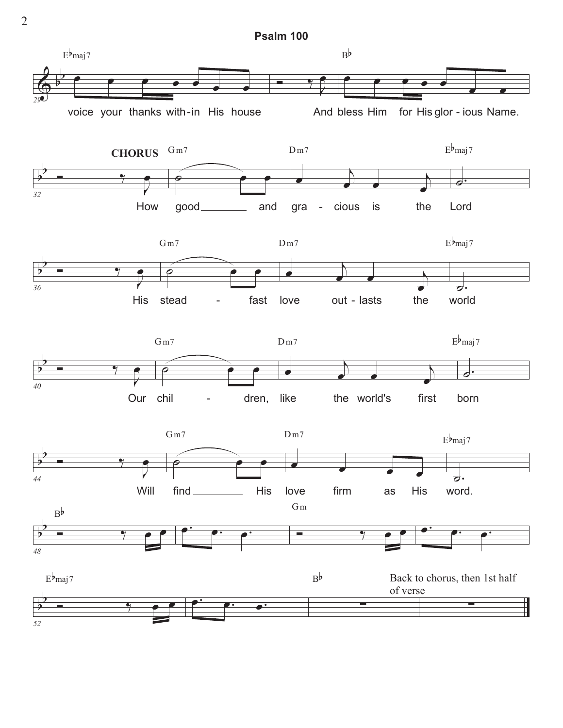## Psalm 100

Ebmaj7 / Bb

voice your thanks with-in His house And bless Him for His glor - ious Name.

**CHORUS**

Gm7 / Dm7 / Ebmaj7

How good and gra - cious is the Lord

Gm7 / Dm7 / Ebmaj7

His stead - fast love out - lasts the world

Gm7 / Dm7 / Ebmaj7

Our chil - dren, like the world's first born

Gm7 / Dm7 / Ebmaj7

Will find His love firm as His word.

Bb / Gm

Ebmaj7 / Bb

Back to chorus, then 1st half of verse